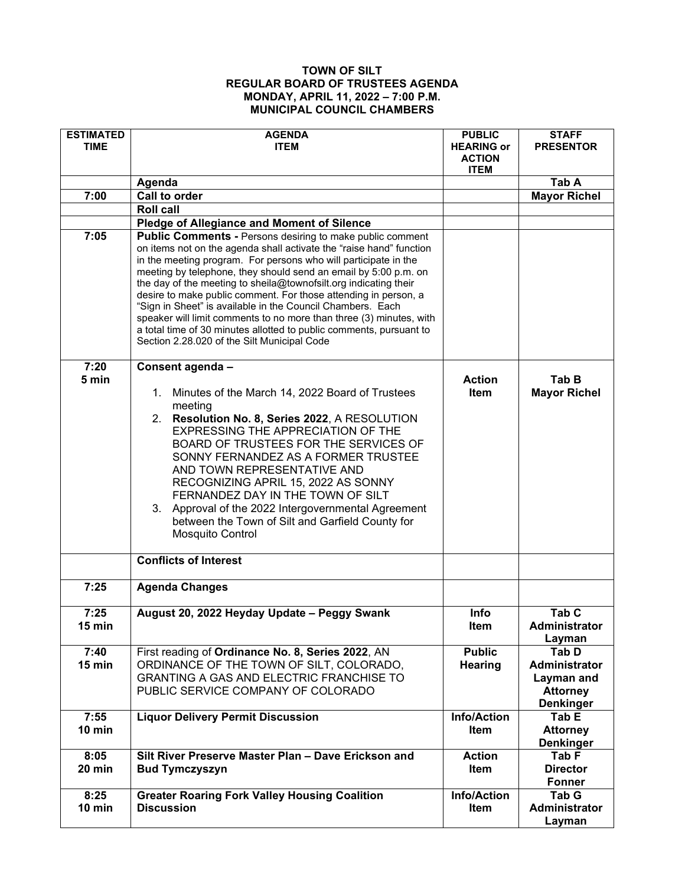**TOWN OF SILT**
**REGULAR BOARD OF TRUSTEES AGENDA**
**MONDAY, APRIL 11, 2022 – 7:00 P.M.**
**MUNICIPAL COUNCIL CHAMBERS**

| ESTIMATED TIME | AGENDA ITEM | PUBLIC HEARING or ACTION ITEM | STAFF PRESENTOR |
|---|---|---|---|
| | **Agenda** | | **Tab A** |
| **7:00** | **Call to order** | | **Mayor Richel** |
| | **Roll call** | | |
| | **Pledge of Allegiance and Moment of Silence** | | |
| **7:05** | **Public Comments -** Persons desiring to make public comment on items not on the agenda shall activate the "raise hand" function in the meeting program. For persons who will participate in the meeting by telephone, they should send an email by 5:00 p.m. on the day of the meeting to sheila@townofsilt.org indicating their desire to make public comment. For those attending in person, a "Sign in Sheet" is available in the Council Chambers. Each speaker will limit comments to no more than three (3) minutes, with a total time of 30 minutes allotted to public comments, pursuant to Section 2.28.020 of the Silt Municipal Code | | |
| **7:20** **5 min** | **Consent agenda –** 1. Minutes of the March 14, 2022 Board of Trustees meeting 2. **Resolution No. 8, Series 2022**, A RESOLUTION EXPRESSING THE APPRECIATION OF THE BOARD OF TRUSTEES FOR THE SERVICES OF SONNY FERNANDEZ AS A FORMER TRUSTEE AND TOWN REPRESENTATIVE AND RECOGNIZING APRIL 15, 2022 AS SONNY FERNANDEZ DAY IN THE TOWN OF SILT 3. Approval of the 2022 Intergovernmental Agreement between the Town of Silt and Garfield County for Mosquito Control | **Action Item** | **Tab B** **Mayor Richel** |
| | **Conflicts of Interest** | | |
| **7:25** | **Agenda Changes** | | |
| **7:25** **15 min** | **August 20, 2022 Heyday Update – Peggy Swank** | **Info Item** | **Tab C** **Administrator Layman** |
| **7:40** **15 min** | First reading of **Ordinance No. 8, Series 2022**, AN ORDINANCE OF THE TOWN OF SILT, COLORADO, GRANTING A GAS AND ELECTRIC FRANCHISE TO PUBLIC SERVICE COMPANY OF COLORADO | **Public Hearing** | **Tab D** **Administrator Layman and Attorney Denkinger** |
| **7:55** **10 min** | **Liquor Delivery Permit Discussion** | **Info/Action Item** | **Tab E** **Attorney Denkinger** |
| **8:05** **20 min** | **Silt River Preserve Master Plan – Dave Erickson and Bud Tymczyszyn** | **Action Item** | **Tab F** **Director Fonner** |
| **8:25** **10 min** | **Greater Roaring Fork Valley Housing Coalition Discussion** | **Info/Action Item** | **Tab G** **Administrator Layman** |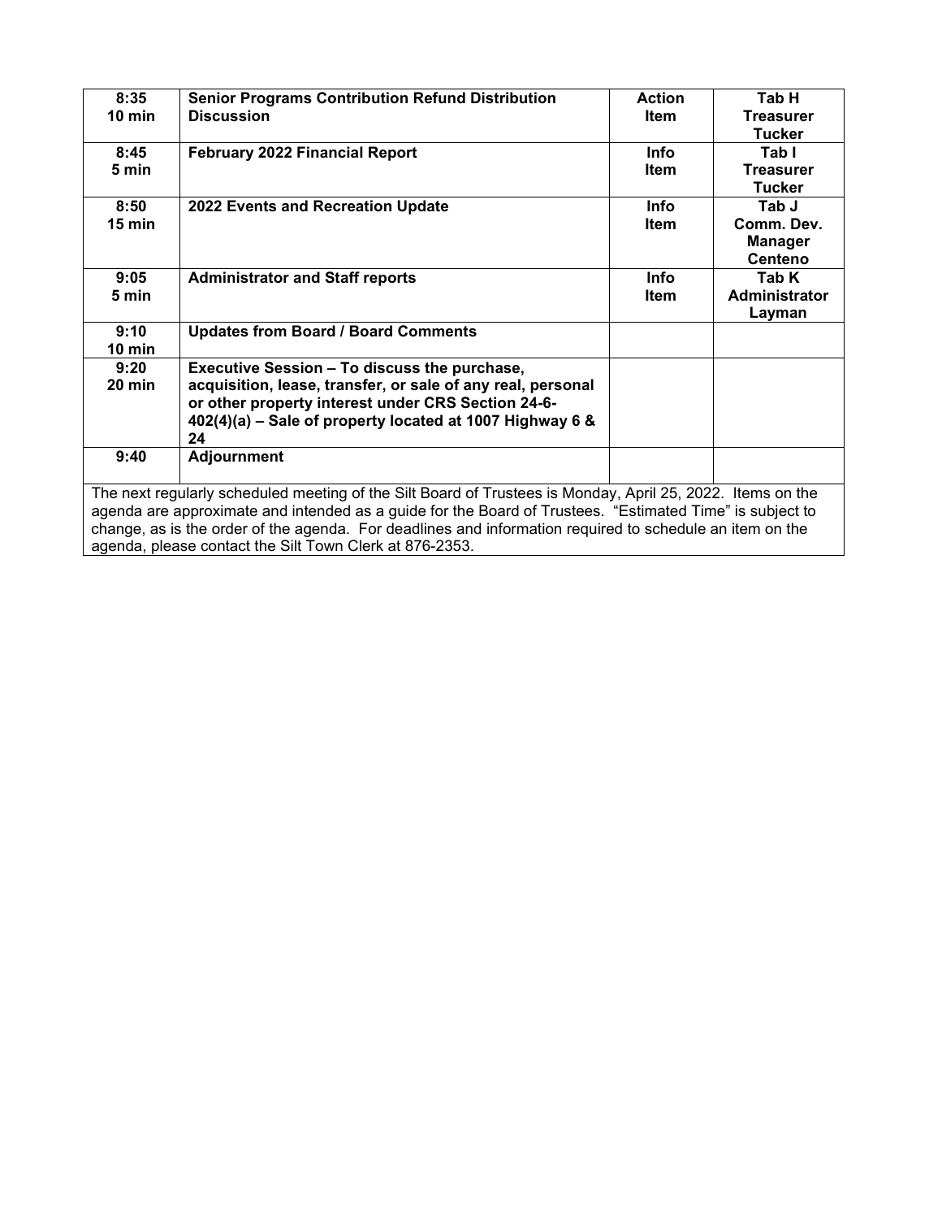| | | | |
|---|---|---|---|
| **8:35**<br>**10 min** | **Senior Programs Contribution Refund Distribution Discussion** | **Action Item** | **Tab H**<br>**Treasurer Tucker** |
| **8:45**<br>**5 min** | **February 2022 Financial Report** | **Info Item** | **Tab I**<br>**Treasurer Tucker** |
| **8:50**<br>**15 min** | **2022 Events and Recreation Update** | **Info Item** | **Tab J**<br>**Comm. Dev. Manager Centeno** |
| **9:05**<br>**5 min** | **Administrator and Staff reports** | **Info Item** | **Tab K**<br>**Administrator Layman** |
| **9:10**<br>**10 min** | **Updates from Board / Board Comments** | | |
| **9:20**<br>**20 min** | **Executive Session – To discuss the purchase, acquisition, lease, transfer, or sale of any real, personal or other property interest under CRS Section 24-6-402(4)(a) – Sale of property located at 1007 Highway 6 & 24** | | |
| **9:40** | **Adjournment** | | |

The next regularly scheduled meeting of the Silt Board of Trustees is Monday, April 25, 2022. Items on the agenda are approximate and intended as a guide for the Board of Trustees. "Estimated Time" is subject to change, as is the order of the agenda. For deadlines and information required to schedule an item on the agenda, please contact the Silt Town Clerk at 876-2353.